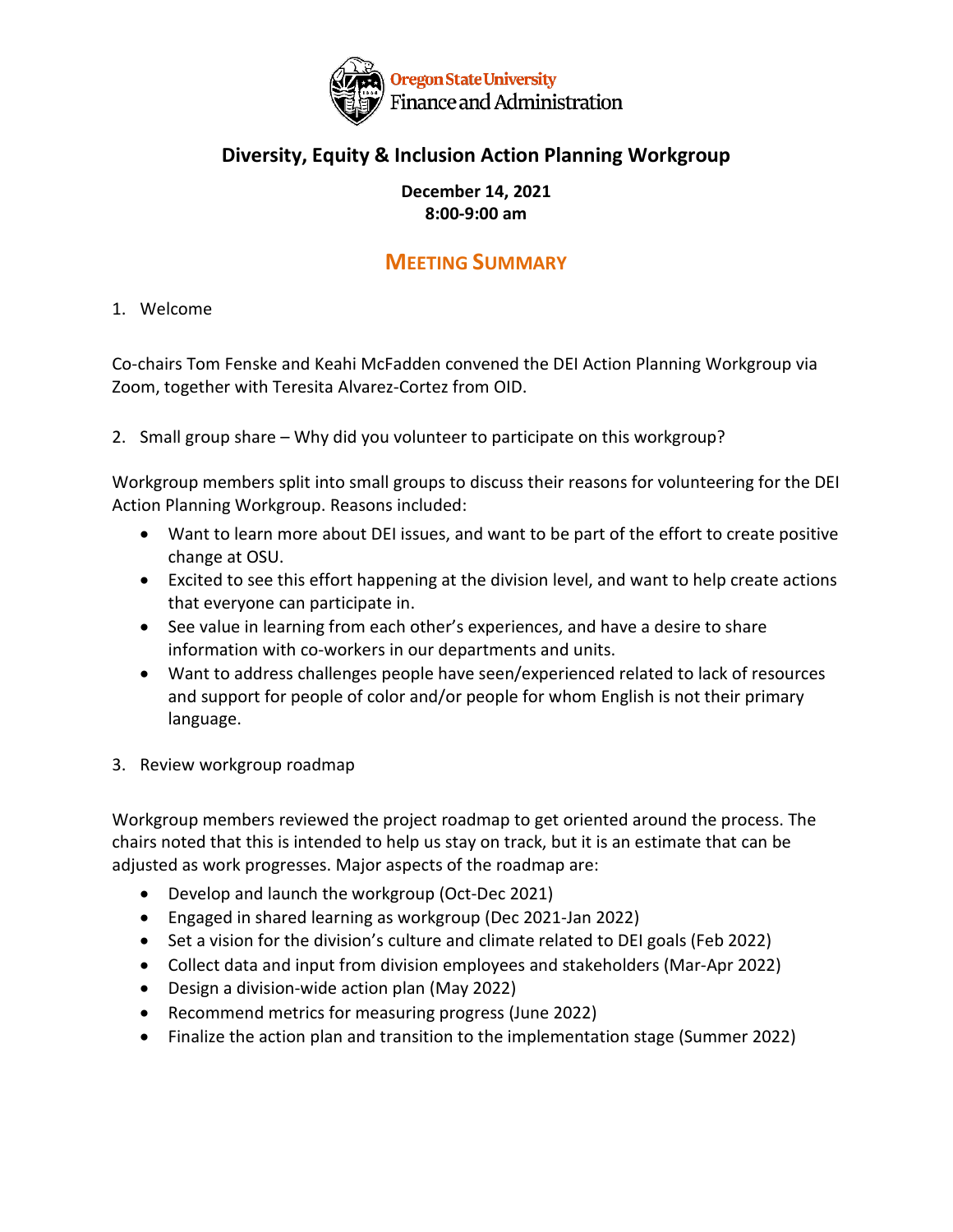Oregon State University
Finance and Administration

# Diversity, Equity & Inclusion Action Planning Workgroup

**December 14, 2021**
**8:00-9:00 am**

## MEETING SUMMARY

1. Welcome

Co-chairs Tom Fenske and Keahi McFadden convened the DEI Action Planning Workgroup via Zoom, together with Teresita Alvarez-Cortez from OID.

2. Small group share – Why did you volunteer to participate on this workgroup?

Workgroup members split into small groups to discuss their reasons for volunteering for the DEI Action Planning Workgroup. Reasons included:

- Want to learn more about DEI issues, and want to be part of the effort to create positive change at OSU.
- Excited to see this effort happening at the division level, and want to help create actions that everyone can participate in.
- See value in learning from each other's experiences, and have a desire to share information with co-workers in our departments and units.
- Want to address challenges people have seen/experienced related to lack of resources and support for people of color and/or people for whom English is not their primary language.

3. Review workgroup roadmap

Workgroup members reviewed the project roadmap to get oriented around the process. The chairs noted that this is intended to help us stay on track, but it is an estimate that can be adjusted as work progresses. Major aspects of the roadmap are:

- Develop and launch the workgroup (Oct-Dec 2021)
- Engaged in shared learning as workgroup (Dec 2021-Jan 2022)
- Set a vision for the division's culture and climate related to DEI goals (Feb 2022)
- Collect data and input from division employees and stakeholders (Mar-Apr 2022)
- Design a division-wide action plan (May 2022)
- Recommend metrics for measuring progress (June 2022)
- Finalize the action plan and transition to the implementation stage (Summer 2022)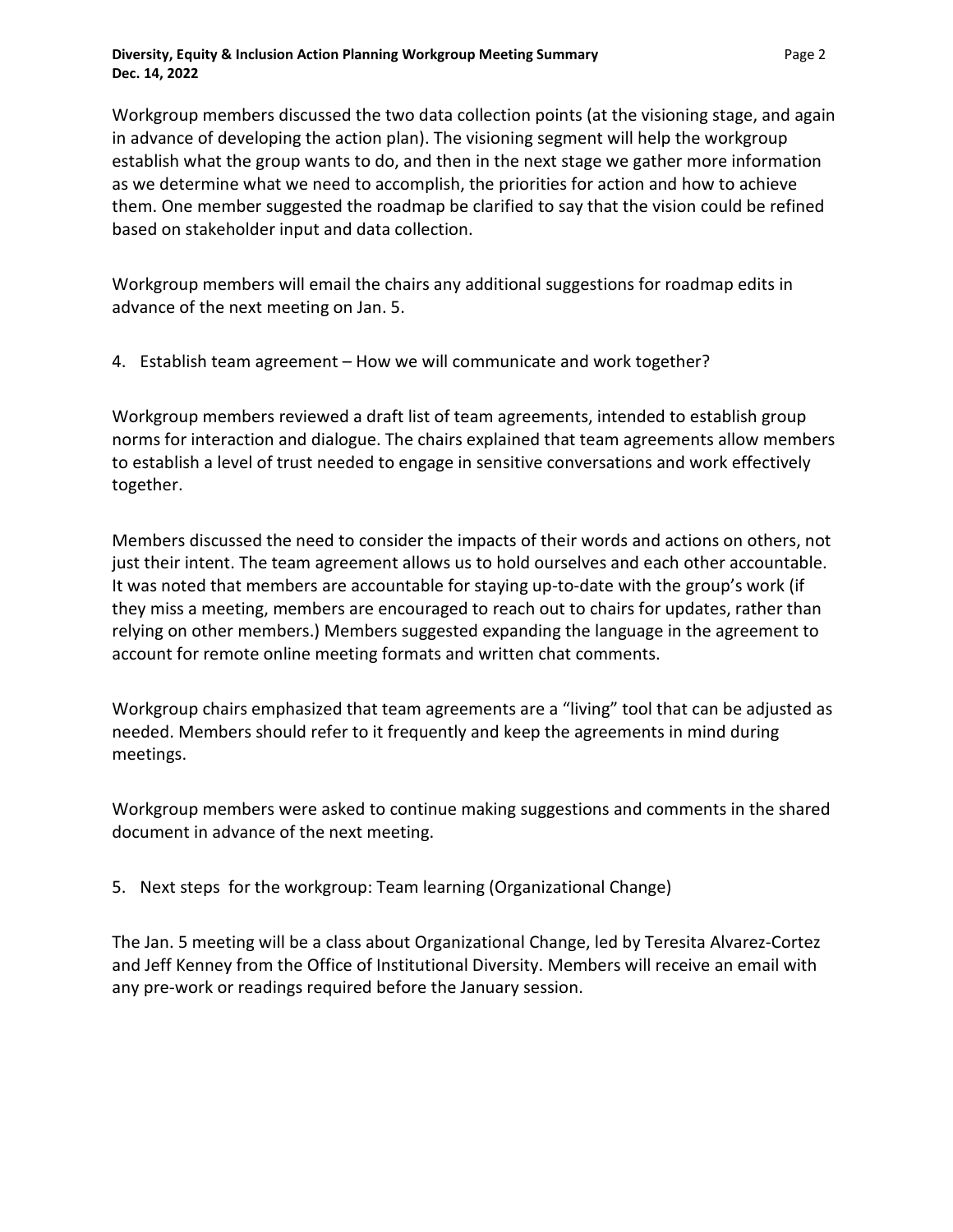Workgroup members discussed the two data collection points (at the visioning stage, and again in advance of developing the action plan). The visioning segment will help the workgroup establish what the group wants to do, and then in the next stage we gather more information as we determine what we need to accomplish, the priorities for action and how to achieve them. One member suggested the roadmap be clarified to say that the vision could be refined based on stakeholder input and data collection.

Workgroup members will email the chairs any additional suggestions for roadmap edits in advance of the next meeting on Jan. 5.

4. Establish team agreement – How we will communicate and work together?

Workgroup members reviewed a draft list of team agreements, intended to establish group norms for interaction and dialogue. The chairs explained that team agreements allow members to establish a level of trust needed to engage in sensitive conversations and work effectively together.

Members discussed the need to consider the impacts of their words and actions on others, not just their intent. The team agreement allows us to hold ourselves and each other accountable. It was noted that members are accountable for staying up-to-date with the group's work (if they miss a meeting, members are encouraged to reach out to chairs for updates, rather than relying on other members.) Members suggested expanding the language in the agreement to account for remote online meeting formats and written chat comments.

Workgroup chairs emphasized that team agreements are a "living" tool that can be adjusted as needed. Members should refer to it frequently and keep the agreements in mind during meetings.

Workgroup members were asked to continue making suggestions and comments in the shared document in advance of the next meeting.

5. Next steps for the workgroup: Team learning (Organizational Change)

The Jan. 5 meeting will be a class about Organizational Change, led by Teresita Alvarez-Cortez and Jeff Kenney from the Office of Institutional Diversity. Members will receive an email with any pre-work or readings required before the January session.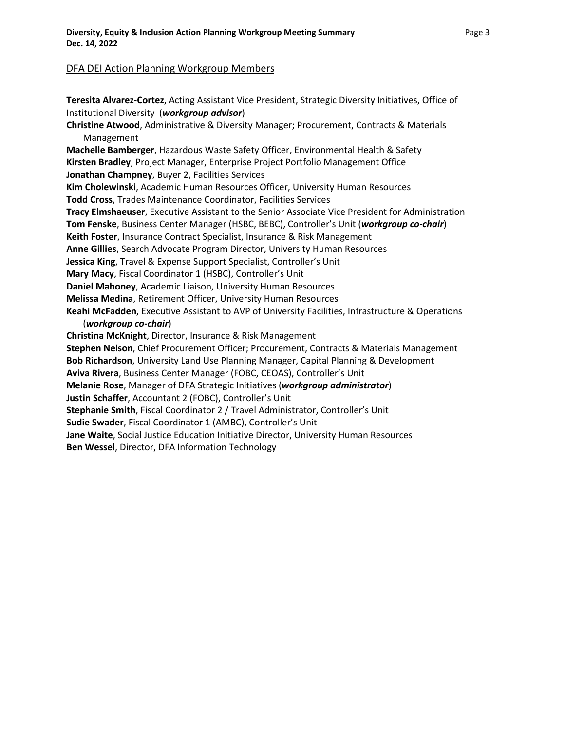DFA DEI Action Planning Workgroup Members

**Teresita Alvarez-Cortez**, Acting Assistant Vice President, Strategic Diversity Initiatives, Office of Institutional Diversity (***workgroup advisor***)
**Christine Atwood**, Administrative & Diversity Manager; Procurement, Contracts & Materials Management
**Machelle Bamberger**, Hazardous Waste Safety Officer, Environmental Health & Safety
**Kirsten Bradley**, Project Manager, Enterprise Project Portfolio Management Office
**Jonathan Champney**, Buyer 2, Facilities Services
**Kim Cholewinski**, Academic Human Resources Officer, University Human Resources
**Todd Cross**, Trades Maintenance Coordinator, Facilities Services
**Tracy Elmshaeuser**, Executive Assistant to the Senior Associate Vice President for Administration
**Tom Fenske**, Business Center Manager (HSBC, BEBC), Controller's Unit (***workgroup co-chair***)
**Keith Foster**, Insurance Contract Specialist, Insurance & Risk Management
**Anne Gillies**, Search Advocate Program Director, University Human Resources
**Jessica King**, Travel & Expense Support Specialist, Controller's Unit
**Mary Macy**, Fiscal Coordinator 1 (HSBC), Controller's Unit
**Daniel Mahoney**, Academic Liaison, University Human Resources
**Melissa Medina**, Retirement Officer, University Human Resources
**Keahi McFadden**, Executive Assistant to AVP of University Facilities, Infrastructure & Operations (***workgroup co-chair***)
**Christina McKnight**, Director, Insurance & Risk Management
**Stephen Nelson**, Chief Procurement Officer; Procurement, Contracts & Materials Management
**Bob Richardson**, University Land Use Planning Manager, Capital Planning & Development
**Aviva Rivera**, Business Center Manager (FOBC, CEOAS), Controller's Unit
**Melanie Rose**, Manager of DFA Strategic Initiatives (***workgroup administrator***)
**Justin Schaffer**, Accountant 2 (FOBC), Controller's Unit
**Stephanie Smith**, Fiscal Coordinator 2 / Travel Administrator, Controller's Unit
**Sudie Swader**, Fiscal Coordinator 1 (AMBC), Controller's Unit
**Jane Waite**, Social Justice Education Initiative Director, University Human Resources
**Ben Wessel**, Director, DFA Information Technology